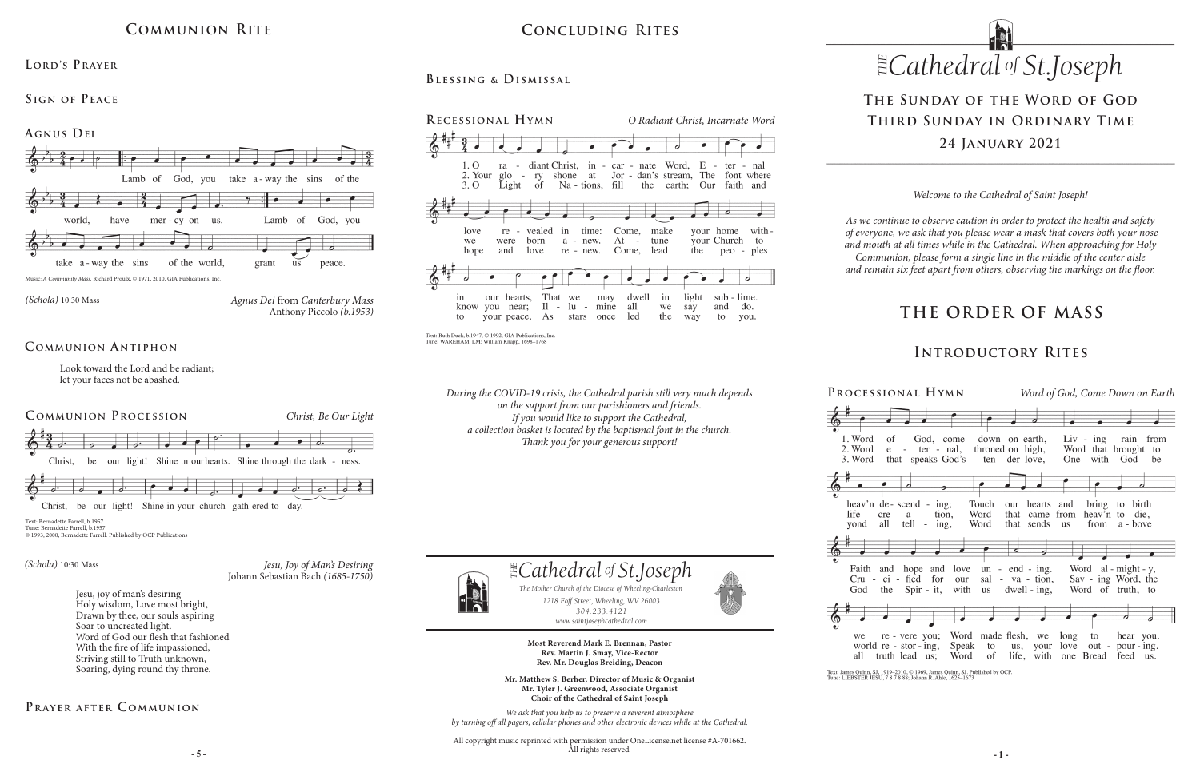## Communion Rite

### Lord's Prayer

### Sign of Peace

### Agnus Dei

Lamb of God, you take a-way the sins of the world, have mer-cy on us. Lamb of God, you take a-way the sins of the world, grant us peace.

Music: *A Community Mass*, Richard Proulx, © 1971, 2010, GIA Publications, Inc.

*(Schola)* 10:30 Mass — *Agnus Dei* from *Canterbury Mass*, Anthony Piccolo *(b.1953)*

### Communion Antiphon

Look toward the Lord and be radiant;
let your faces not be abashed.

### Communion Procession — *Christ, Be Our Light*

Christ, be our light! Shine in our hearts. Shine through the dark - ness.
Christ, be our light! Shine in your church gath-ered to - day.

Text: Bernadette Farrell, b.1957
Tune: Bernadette Farrell, b.1957
© 1993, 2000, Bernadette Farrell. Published by OCP Publications

*(Schola)* 10:30 Mass — *Jesu, Joy of Man's Desiring*, Johann Sebastian Bach *(1685-1750)*

Jesu, joy of man's desiring
Holy wisdom, Love most bright,
Drawn by thee, our souls aspiring
Soar to uncreated light.
Word of God our flesh that fashioned
With the fire of life impassioned,
Striving still to Truth unknown,
Soaring, dying round thy throne.

### Prayer after Communion

## Concluding Rites

### Blessing & Dismissal

### Recessional Hymn — *O Radiant Christ, Incarnate Word*

1. O radiant Christ, incarnate Word, Eternal love revealed in time: Come, make your home within our hearts, That we may dwell in light sublime.
2. Your glory shone at Jordan's stream, The font where we were born anew. Attune your Church to know you near; Illumine all we say and do.
3. O Light of nations, fill the earth; Our faith and hope and love renew. Come, lead your peace, As stars once led the way to you.

Text: Ruth Duck, b.1947, © 1992, GIA Publications, Inc.
Tune: WAREHAM, LM; William Knapp, 1698–1768

*During the COVID-19 crisis, the Cathedral parish still very much depends on the support from our parishioners and friends. If you would like to support the Cathedral, a collection basket is located by the baptismal font in the church. Thank you for your generous support!*

**The Cathedral of St. Joseph**
*The Mother Church of the Diocese of Wheeling-Charleston*
*1218 Eoff Street, Wheeling, WV 26003*
*304.233.4121*
*www.saintjosephcathedral.com*

**Most Reverend Mark E. Brennan, Pastor**
**Rev. Martin J. Smay, Vice-Rector**
**Rev. Mr. Douglas Breiding, Deacon**

**Mr. Matthew S. Berher, Director of Music & Organist**
**Mr. Tyler J. Greenwood, Associate Organist**
**Choir of the Cathedral of Saint Joseph**

*We ask that you help us to preserve a reverent atmosphere by turning off all pagers, cellular phones and other electronic devices while at the Cathedral.*

All copyright music reprinted with permission under OneLicense.net license #A-701662. All rights reserved.

# The Cathedral of St. Joseph

## The Sunday of the Word of God
## Third Sunday in Ordinary Time
## 24 January 2021

*Welcome to the Cathedral of Saint Joseph!*

*As we continue to observe caution in order to protect the health and safety of everyone, we ask that you please wear a mask that covers both your nose and mouth at all times while in the Cathedral. When approaching for Holy Communion, please form a single line in the middle of the center aisle and remain six feet apart from others, observing the markings on the floor.*

# The Order of Mass

## Introductory Rites

### Processional Hymn — *Word of God, Come Down on Earth*

1. Word of God, come down on earth, Living rain from heav'n descending; Touch our hearts and bring to birth Faith and hope and love unending. Word almighty, we revere you; Word made flesh, we long to hear you.
2. Word eternal, throned on high, Word that brought to life creation, Word that came from heav'n to die, Crucified for our salvation, Saving Word, the world restoring, Speak to us, your love outpouring.
3. Word that speaks God's tender love, One with God beyond all telling, Word that sends us from above God the Spirit, with us dwelling, Word of truth, to all truth lead us; Word of life, with one Bread feed us.

Text: James Quinn, SJ, 1919–2010, © 1969, James Quinn, SJ. Published by OCP.
Tune: LIEBSTER JESU, 7 8 7 8 88; Johann R. Ahle, 1625–1673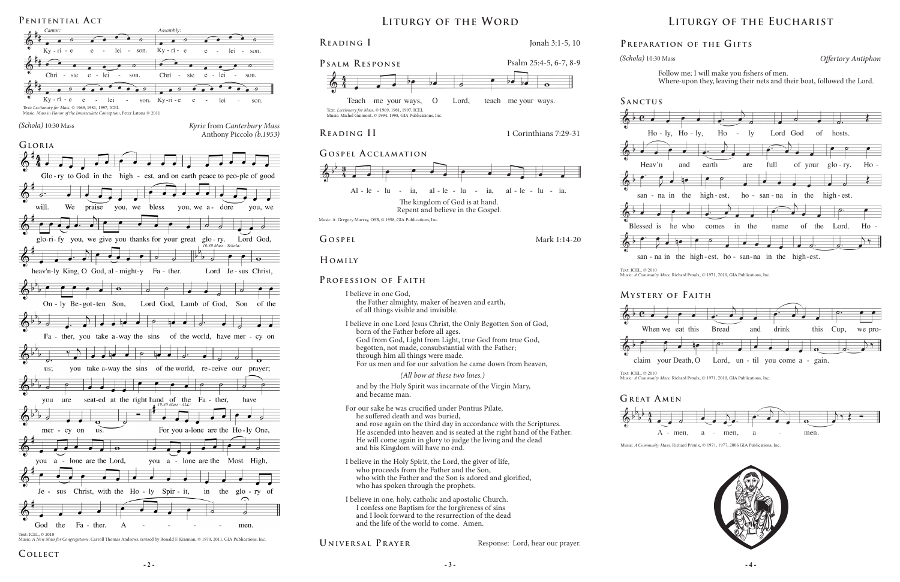## Penitential Act

Cantor: Ky - ri - e e - lei - son. Assembly: Ky - ri - e e - lei - son.

Chri - ste e - lei - son. Chri - ste e - lei - son.

Ky - ri - e e - lei - son. Ky - ri - e e - lei - son.

Text: *Lectionary for Mass*, © 1969, 1981, 1997, ICEL
Music: *Mass in Honor of the Immaculate Conception*, Peter Latona © 2011

*(Schola)* 10:30 Mass

*Kyrie* from *Canterbury Mass*
Anthony Piccolo *(b.1953)*

## Gloria

Glo - ry to God in the high - est, and on earth peace to peo - ple of good will. We praise you, we bless you, we a - dore you, we glo - ri - fy you, we give you thanks for your great glo - ry. Lord God, heav'n - ly King, O God, al - might - y Fa - ther. *10:30 Mass - Schola:* Lord Je - sus Christ, On - ly Be - got - ten Son, Lord God, Lamb of God, Son of the Fa - ther, you take a - way the sins of the world, have mer - cy on us; you take a - way the sins of the world, re - ceive our prayer; you are seat - ed at the right hand of the Fa - ther, have mer - cy on us. *10:30 Mass - ALL:* For you a - lone are the Ho - ly One, you a - lone are the Lord, you a - lone are the Most High, Je - sus Christ, with the Ho - ly Spir - it, in the glo - ry of God the Fa - ther. A - men.

Text: ICEL, © 2010
Music: *A New Mass for Congregations*, Carroll Thomas Andrews, revised by Ronald F. Krisman, © 1970, 2011, GIA Publications, Inc.

## Collect

# Liturgy of the Word

## Reading I

Jonah 3:1-5, 10

## Psalm Response

Psalm 25:4-5, 6-7, 8-9

Teach me your ways, O Lord, teach me your ways.

Text: *Lectionary for Mass*, © 1969, 1981, 1997, ICEL
Music: Michel Guimont, © 1994, 1998, GIA Publications, Inc.

## Reading II

1 Corinthians 7:29-31

## Gospel Acclamation

Al - le - lu - ia, al - le - lu - ia, al - le - lu - ia.

The kingdom of God is at hand.
Repent and believe in the Gospel.

Music: A. Gregory Murray, OSB, © 1958, GIA Publications, Inc.

## Gospel

Mark 1:14-20

## Homily

## Profession of Faith

I believe in one God,
the Father almighty, maker of heaven and earth,
of all things visible and invisible.

I believe in one Lord Jesus Christ, the Only Begotten Son of God,
born of the Father before all ages.
God from God, Light from Light, true God from true God,
begotten, not made, consubstantial with the Father;
through him all things were made.
For us men and for our salvation he came down from heaven,

*(All bow at these two lines.)*

and by the Holy Spirit was incarnate of the Virgin Mary,
and became man.

For our sake he was crucified under Pontius Pilate,
he suffered death and was buried,
and rose again on the third day in accordance with the Scriptures.
He ascended into heaven and is seated at the right hand of the Father.
He will come again in glory to judge the living and the dead
and his Kingdom will have no end.

I believe in the Holy Spirit, the Lord, the giver of life,
who proceeds from the Father and the Son,
who with the Father and the Son is adored and glorified,
who has spoken through the prophets.

I believe in one, holy, catholic and apostolic Church.
I confess one Baptism for the forgiveness of sins
and I look forward to the resurrection of the dead
and the life of the world to come. Amen.

## Universal Prayer

Response: Lord, hear our prayer.

# Liturgy of the Eucharist

## Preparation of the Gifts

*(Schola)* 10:30 Mass

*Offertory Antiphon*

Follow me; I will make you fishers of men.
Where-upon they, leaving their nets and their boat, followed the Lord.

## Sanctus

Ho - ly, Ho - ly, Ho - ly Lord God of hosts. Heav'n and earth are full of your glo - ry. Ho - san - na in the high - est, ho - san - na in the high - est. Blessed is he who comes in the name of the Lord. Ho - san - na in the high - est, ho - san - na in the high - est.

Text: ICEL, © 2010
Music: *A Community Mass*, Richard Proulx, © 1971, 2010, GIA Publications, Inc.

## Mystery of Faith

When we eat this Bread and drink this Cup, we pro - claim your Death, O Lord, un - til you come a - gain.

Text: ICEL, © 2010
Music: *A Community Mass*, Richard Proulx, © 1971, 2010, GIA Publications, Inc.

## Great Amen

A - men, a - men, a - men.

Music: *A Community Mass*, Richard Proulx, © 1971, 1977, 2006 GIA Publications, Inc.